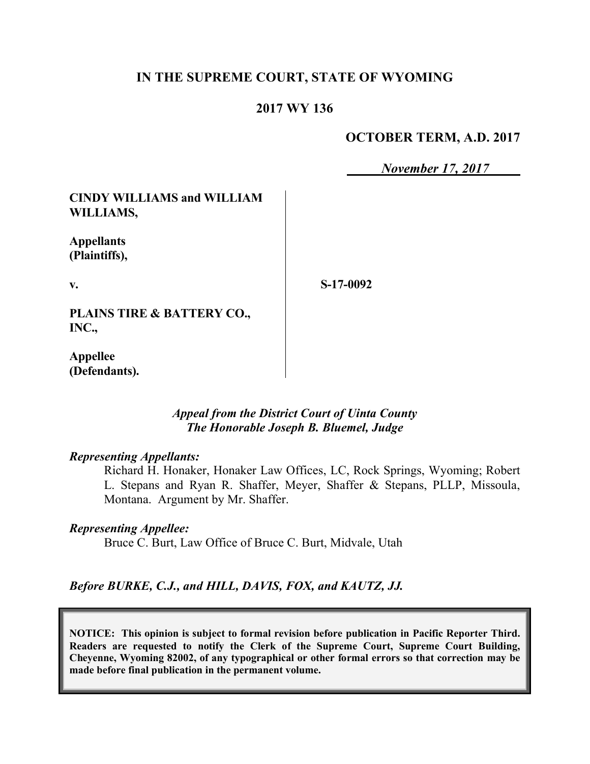# IN THE SUPREME COURT, STATE OF WYOMING

## 2017 WY 136

**OCTOBER TERM, A.D. 2017**

*November 17, 2017*

| | |
|---|---|
| **CINDY WILLIAMS and WILLIAM WILLIAMS,**<br><br>**Appellants (Plaintiffs),**<br><br>**v.**<br><br>**PLAINS TIRE & BATTERY CO., INC.,**<br><br>**Appellee (Defendants).** | **S-17-0092** |

*Appeal from the District Court of Uinta County*
*The Honorable Joseph B. Bluemel, Judge*

*Representing Appellants:*

Richard H. Honaker, Honaker Law Offices, LC, Rock Springs, Wyoming; Robert L. Stepans and Ryan R. Shaffer, Meyer, Shaffer & Stepans, PLLP, Missoula, Montana. Argument by Mr. Shaffer.

*Representing Appellee:*

Bruce C. Burt, Law Office of Bruce C. Burt, Midvale, Utah

*Before BURKE, C.J., and HILL, DAVIS, FOX, and KAUTZ, JJ.*

**NOTICE: This opinion is subject to formal revision before publication in Pacific Reporter Third. Readers are requested to notify the Clerk of the Supreme Court, Supreme Court Building, Cheyenne, Wyoming 82002, of any typographical or other formal errors so that correction may be made before final publication in the permanent volume.**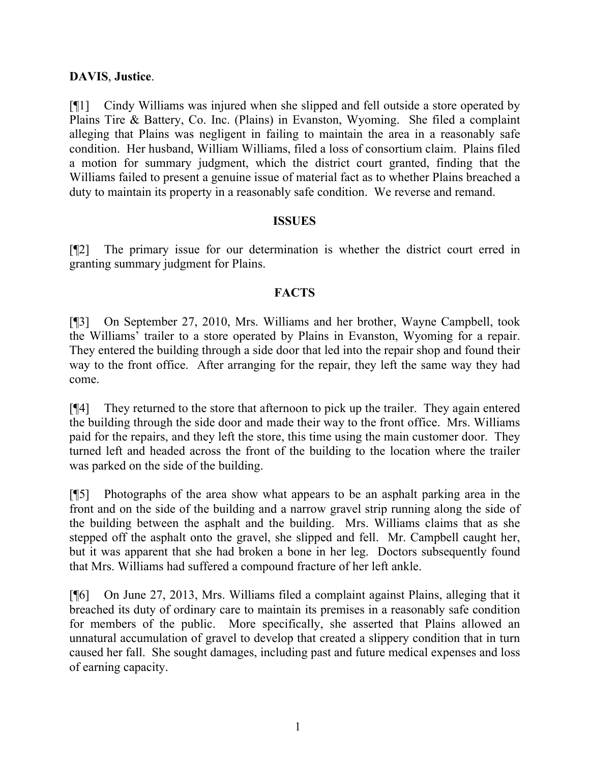**DAVIS**, **Justice**.

[¶1] Cindy Williams was injured when she slipped and fell outside a store operated by Plains Tire & Battery, Co. Inc. (Plains) in Evanston, Wyoming. She filed a complaint alleging that Plains was negligent in failing to maintain the area in a reasonably safe condition. Her husband, William Williams, filed a loss of consortium claim. Plains filed a motion for summary judgment, which the district court granted, finding that the Williams failed to present a genuine issue of material fact as to whether Plains breached a duty to maintain its property in a reasonably safe condition. We reverse and remand.

## ISSUES

[¶2] The primary issue for our determination is whether the district court erred in granting summary judgment for Plains.

## FACTS

[¶3] On September 27, 2010, Mrs. Williams and her brother, Wayne Campbell, took the Williams' trailer to a store operated by Plains in Evanston, Wyoming for a repair. They entered the building through a side door that led into the repair shop and found their way to the front office. After arranging for the repair, they left the same way they had come.

[¶4] They returned to the store that afternoon to pick up the trailer. They again entered the building through the side door and made their way to the front office. Mrs. Williams paid for the repairs, and they left the store, this time using the main customer door. They turned left and headed across the front of the building to the location where the trailer was parked on the side of the building.

[¶5] Photographs of the area show what appears to be an asphalt parking area in the front and on the side of the building and a narrow gravel strip running along the side of the building between the asphalt and the building. Mrs. Williams claims that as she stepped off the asphalt onto the gravel, she slipped and fell. Mr. Campbell caught her, but it was apparent that she had broken a bone in her leg. Doctors subsequently found that Mrs. Williams had suffered a compound fracture of her left ankle.

[¶6] On June 27, 2013, Mrs. Williams filed a complaint against Plains, alleging that it breached its duty of ordinary care to maintain its premises in a reasonably safe condition for members of the public. More specifically, she asserted that Plains allowed an unnatural accumulation of gravel to develop that created a slippery condition that in turn caused her fall. She sought damages, including past and future medical expenses and loss of earning capacity.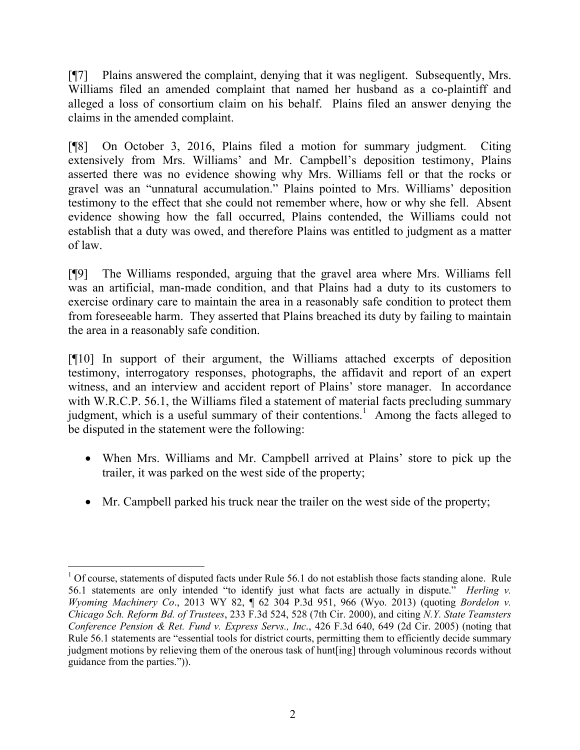[¶7] Plains answered the complaint, denying that it was negligent. Subsequently, Mrs. Williams filed an amended complaint that named her husband as a co-plaintiff and alleged a loss of consortium claim on his behalf. Plains filed an answer denying the claims in the amended complaint.

[¶8] On October 3, 2016, Plains filed a motion for summary judgment. Citing extensively from Mrs. Williams' and Mr. Campbell's deposition testimony, Plains asserted there was no evidence showing why Mrs. Williams fell or that the rocks or gravel was an "unnatural accumulation." Plains pointed to Mrs. Williams' deposition testimony to the effect that she could not remember where, how or why she fell. Absent evidence showing how the fall occurred, Plains contended, the Williams could not establish that a duty was owed, and therefore Plains was entitled to judgment as a matter of law.

[¶9] The Williams responded, arguing that the gravel area where Mrs. Williams fell was an artificial, man-made condition, and that Plains had a duty to its customers to exercise ordinary care to maintain the area in a reasonably safe condition to protect them from foreseeable harm. They asserted that Plains breached its duty by failing to maintain the area in a reasonably safe condition.

[¶10] In support of their argument, the Williams attached excerpts of deposition testimony, interrogatory responses, photographs, the affidavit and report of an expert witness, and an interview and accident report of Plains' store manager. In accordance with W.R.C.P. 56.1, the Williams filed a statement of material facts precluding summary judgment, which is a useful summary of their contentions.[1] Among the facts alleged to be disputed in the statement were the following:

- When Mrs. Williams and Mr. Campbell arrived at Plains' store to pick up the trailer, it was parked on the west side of the property;
- Mr. Campbell parked his truck near the trailer on the west side of the property;

---

[1] Of course, statements of disputed facts under Rule 56.1 do not establish those facts standing alone. Rule 56.1 statements are only intended "to identify just what facts are actually in dispute." *Herling v. Wyoming Machinery Co*., 2013 WY 82, ¶ 62 304 P.3d 951, 966 (Wyo. 2013) (quoting *Bordelon v. Chicago Sch. Reform Bd. of Trustees*, 233 F.3d 524, 528 (7th Cir. 2000), and citing *N.Y. State Teamsters Conference Pension & Ret. Fund v. Express Servs., Inc*., 426 F.3d 640, 649 (2d Cir. 2005) (noting that Rule 56.1 statements are "essential tools for district courts, permitting them to efficiently decide summary judgment motions by relieving them of the onerous task of hunt[ing] through voluminous records without guidance from the parties.")).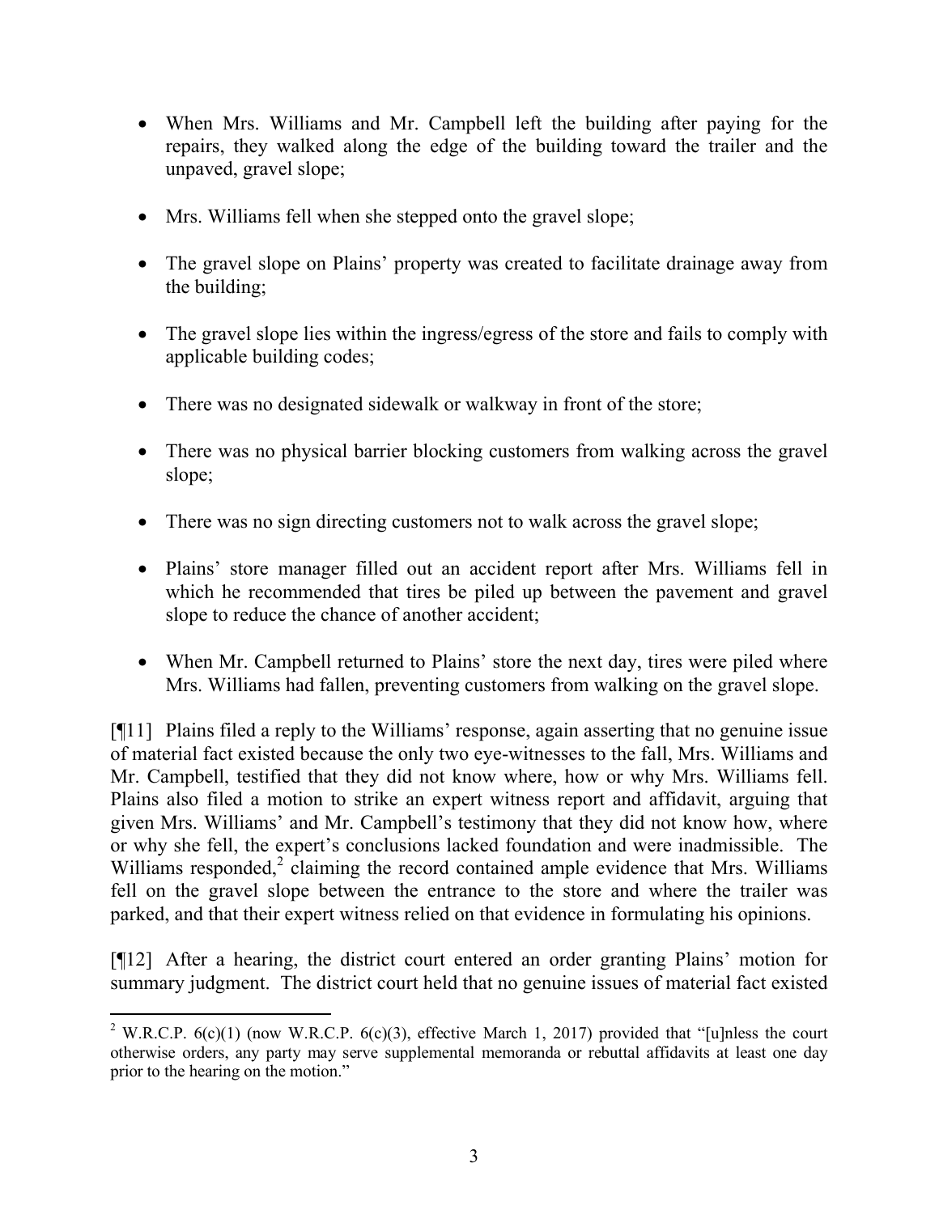- When Mrs. Williams and Mr. Campbell left the building after paying for the repairs, they walked along the edge of the building toward the trailer and the unpaved, gravel slope;

- Mrs. Williams fell when she stepped onto the gravel slope;

- The gravel slope on Plains' property was created to facilitate drainage away from the building;

- The gravel slope lies within the ingress/egress of the store and fails to comply with applicable building codes;

- There was no designated sidewalk or walkway in front of the store;

- There was no physical barrier blocking customers from walking across the gravel slope;

- There was no sign directing customers not to walk across the gravel slope;

- Plains' store manager filled out an accident report after Mrs. Williams fell in which he recommended that tires be piled up between the pavement and gravel slope to reduce the chance of another accident;

- When Mr. Campbell returned to Plains' store the next day, tires were piled where Mrs. Williams had fallen, preventing customers from walking on the gravel slope.

[¶11] Plains filed a reply to the Williams' response, again asserting that no genuine issue of material fact existed because the only two eye-witnesses to the fall, Mrs. Williams and Mr. Campbell, testified that they did not know where, how or why Mrs. Williams fell. Plains also filed a motion to strike an expert witness report and affidavit, arguing that given Mrs. Williams' and Mr. Campbell's testimony that they did not know how, where or why she fell, the expert's conclusions lacked foundation and were inadmissible. The Williams responded,[2] claiming the record contained ample evidence that Mrs. Williams fell on the gravel slope between the entrance to the store and where the trailer was parked, and that their expert witness relied on that evidence in formulating his opinions.

[¶12] After a hearing, the district court entered an order granting Plains' motion for summary judgment. The district court held that no genuine issues of material fact existed

---

[2] W.R.C.P. 6(c)(1) (now W.R.C.P. 6(c)(3), effective March 1, 2017) provided that "[u]nless the court otherwise orders, any party may serve supplemental memoranda or rebuttal affidavits at least one day prior to the hearing on the motion."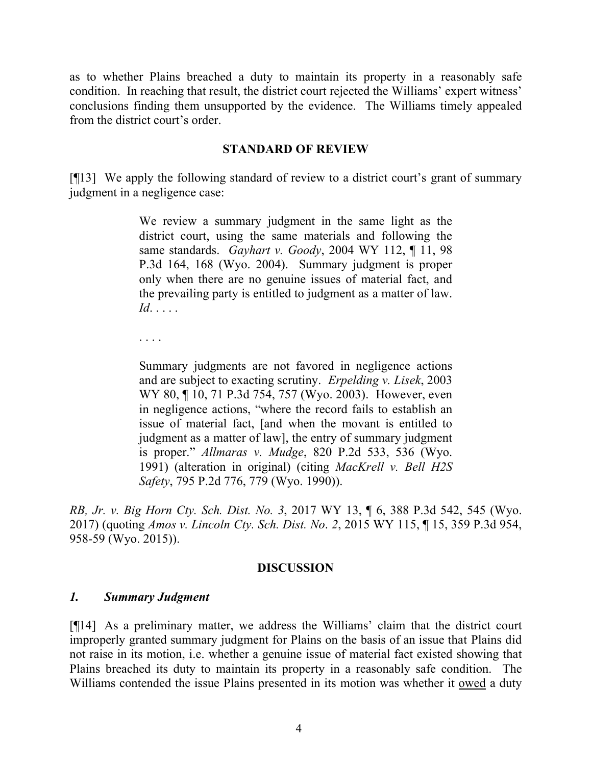as to whether Plains breached a duty to maintain its property in a reasonably safe condition. In reaching that result, the district court rejected the Williams' expert witness' conclusions finding them unsupported by the evidence. The Williams timely appealed from the district court's order.

## STANDARD OF REVIEW

[¶13] We apply the following standard of review to a district court's grant of summary judgment in a negligence case:

> We review a summary judgment in the same light as the district court, using the same materials and following the same standards. *Gayhart v. Goody*, 2004 WY 112, ¶ 11, 98 P.3d 164, 168 (Wyo. 2004). Summary judgment is proper only when there are no genuine issues of material fact, and the prevailing party is entitled to judgment as a matter of law. *Id*. . . . .
>
> . . . .
>
> Summary judgments are not favored in negligence actions and are subject to exacting scrutiny. *Erpelding v. Lisek*, 2003 WY 80, ¶ 10, 71 P.3d 754, 757 (Wyo. 2003). However, even in negligence actions, "where the record fails to establish an issue of material fact, [and when the movant is entitled to judgment as a matter of law], the entry of summary judgment is proper." *Allmaras v. Mudge*, 820 P.2d 533, 536 (Wyo. 1991) (alteration in original) (citing *MacKrell v. Bell H2S Safety*, 795 P.2d 776, 779 (Wyo. 1990)).

*RB, Jr. v. Big Horn Cty. Sch. Dist. No. 3*, 2017 WY 13, ¶ 6, 388 P.3d 542, 545 (Wyo. 2017) (quoting *Amos v. Lincoln Cty. Sch. Dist. No. 2*, 2015 WY 115, ¶ 15, 359 P.3d 954, 958-59 (Wyo. 2015)).

## DISCUSSION

### *1. Summary Judgment*

[¶14] As a preliminary matter, we address the Williams' claim that the district court improperly granted summary judgment for Plains on the basis of an issue that Plains did not raise in its motion, i.e. whether a genuine issue of material fact existed showing that Plains breached its duty to maintain its property in a reasonably safe condition. The Williams contended the issue Plains presented in its motion was whether it owed a duty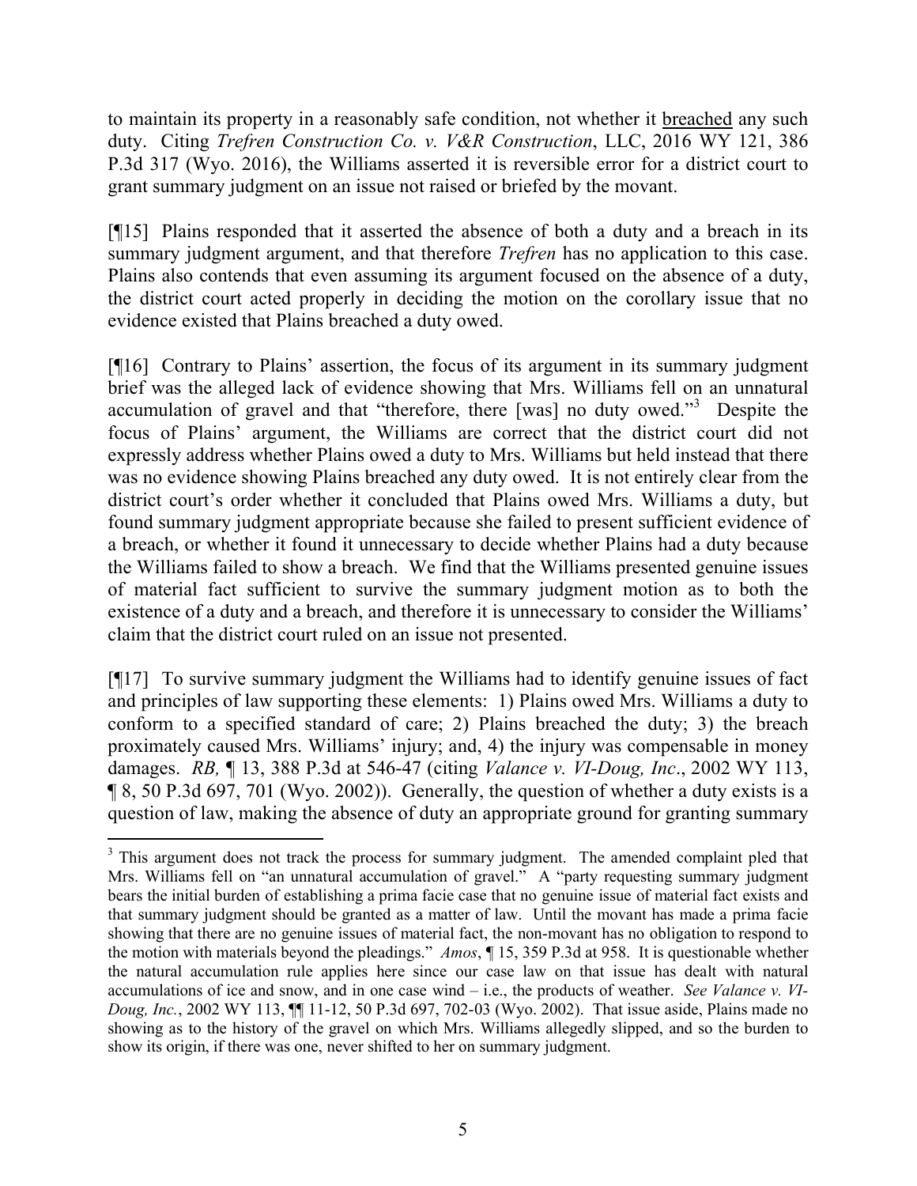to maintain its property in a reasonably safe condition, not whether it breached any such duty. Citing *Trefren Construction Co. v. V&R Construction*, LLC, 2016 WY 121, 386 P.3d 317 (Wyo. 2016), the Williams asserted it is reversible error for a district court to grant summary judgment on an issue not raised or briefed by the movant.

[¶15] Plains responded that it asserted the absence of both a duty and a breach in its summary judgment argument, and that therefore *Trefren* has no application to this case. Plains also contends that even assuming its argument focused on the absence of a duty, the district court acted properly in deciding the motion on the corollary issue that no evidence existed that Plains breached a duty owed.

[¶16] Contrary to Plains' assertion, the focus of its argument in its summary judgment brief was the alleged lack of evidence showing that Mrs. Williams fell on an unnatural accumulation of gravel and that "therefore, there [was] no duty owed."[3] Despite the focus of Plains' argument, the Williams are correct that the district court did not expressly address whether Plains owed a duty to Mrs. Williams but held instead that there was no evidence showing Plains breached any duty owed. It is not entirely clear from the district court's order whether it concluded that Plains owed Mrs. Williams a duty, but found summary judgment appropriate because she failed to present sufficient evidence of a breach, or whether it found it unnecessary to decide whether Plains had a duty because the Williams failed to show a breach. We find that the Williams presented genuine issues of material fact sufficient to survive the summary judgment motion as to both the existence of a duty and a breach, and therefore it is unnecessary to consider the Williams' claim that the district court ruled on an issue not presented.

[¶17] To survive summary judgment the Williams had to identify genuine issues of fact and principles of law supporting these elements: 1) Plains owed Mrs. Williams a duty to conform to a specified standard of care; 2) Plains breached the duty; 3) the breach proximately caused Mrs. Williams' injury; and, 4) the injury was compensable in money damages. *RB,* ¶ 13, 388 P.3d at 546-47 (citing *Valance v. VI-Doug, Inc*., 2002 WY 113, ¶ 8, 50 P.3d 697, 701 (Wyo. 2002)). Generally, the question of whether a duty exists is a question of law, making the absence of duty an appropriate ground for granting summary

---

[3] This argument does not track the process for summary judgment. The amended complaint pled that Mrs. Williams fell on "an unnatural accumulation of gravel." A "party requesting summary judgment bears the initial burden of establishing a prima facie case that no genuine issue of material fact exists and that summary judgment should be granted as a matter of law. Until the movant has made a prima facie showing that there are no genuine issues of material fact, the non-movant has no obligation to respond to the motion with materials beyond the pleadings." *Amos*, ¶ 15, 359 P.3d at 958. It is questionable whether the natural accumulation rule applies here since our case law on that issue has dealt with natural accumulations of ice and snow, and in one case wind – i.e., the products of weather. *See Valance v. VI-Doug, Inc.*, 2002 WY 113, ¶¶ 11-12, 50 P.3d 697, 702-03 (Wyo. 2002). That issue aside, Plains made no showing as to the history of the gravel on which Mrs. Williams allegedly slipped, and so the burden to show its origin, if there was one, never shifted to her on summary judgment.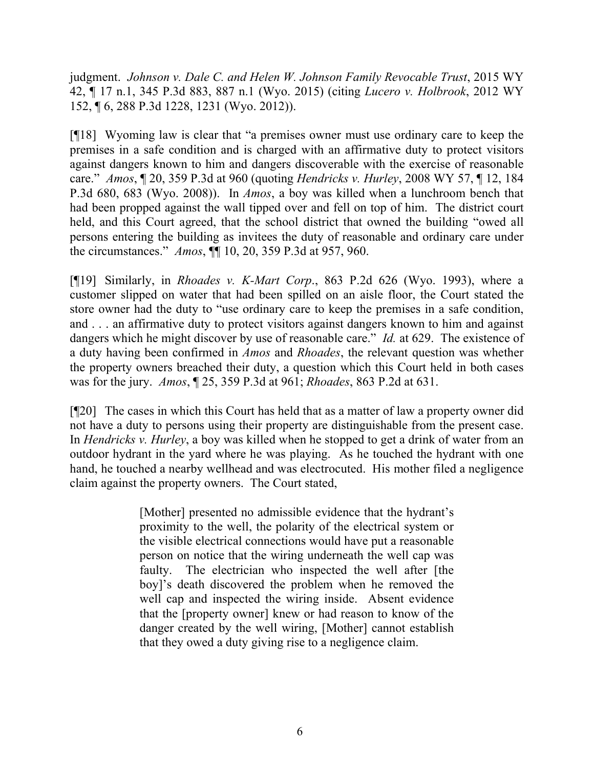judgment. *Johnson v. Dale C. and Helen W. Johnson Family Revocable Trust*, 2015 WY 42, ¶ 17 n.1, 345 P.3d 883, 887 n.1 (Wyo. 2015) (citing *Lucero v. Holbrook*, 2012 WY 152, ¶ 6, 288 P.3d 1228, 1231 (Wyo. 2012)).

[¶18] Wyoming law is clear that "a premises owner must use ordinary care to keep the premises in a safe condition and is charged with an affirmative duty to protect visitors against dangers known to him and dangers discoverable with the exercise of reasonable care." *Amos*, ¶ 20, 359 P.3d at 960 (quoting *Hendricks v. Hurley*, 2008 WY 57, ¶ 12, 184 P.3d 680, 683 (Wyo. 2008)). In *Amos*, a boy was killed when a lunchroom bench that had been propped against the wall tipped over and fell on top of him. The district court held, and this Court agreed, that the school district that owned the building "owed all persons entering the building as invitees the duty of reasonable and ordinary care under the circumstances." *Amos*, ¶¶ 10, 20, 359 P.3d at 957, 960.

[¶19] Similarly, in *Rhoades v. K-Mart Corp*., 863 P.2d 626 (Wyo. 1993), where a customer slipped on water that had been spilled on an aisle floor, the Court stated the store owner had the duty to "use ordinary care to keep the premises in a safe condition, and . . . an affirmative duty to protect visitors against dangers known to him and against dangers which he might discover by use of reasonable care." *Id.* at 629. The existence of a duty having been confirmed in *Amos* and *Rhoades*, the relevant question was whether the property owners breached their duty, a question which this Court held in both cases was for the jury. *Amos*, ¶ 25, 359 P.3d at 961; *Rhoades*, 863 P.2d at 631.

[¶20] The cases in which this Court has held that as a matter of law a property owner did not have a duty to persons using their property are distinguishable from the present case. In *Hendricks v. Hurley*, a boy was killed when he stopped to get a drink of water from an outdoor hydrant in the yard where he was playing. As he touched the hydrant with one hand, he touched a nearby wellhead and was electrocuted. His mother filed a negligence claim against the property owners. The Court stated,

> [Mother] presented no admissible evidence that the hydrant's proximity to the well, the polarity of the electrical system or the visible electrical connections would have put a reasonable person on notice that the wiring underneath the well cap was faulty. The electrician who inspected the well after [the boy]'s death discovered the problem when he removed the well cap and inspected the wiring inside. Absent evidence that the [property owner] knew or had reason to know of the danger created by the well wiring, [Mother] cannot establish that they owed a duty giving rise to a negligence claim.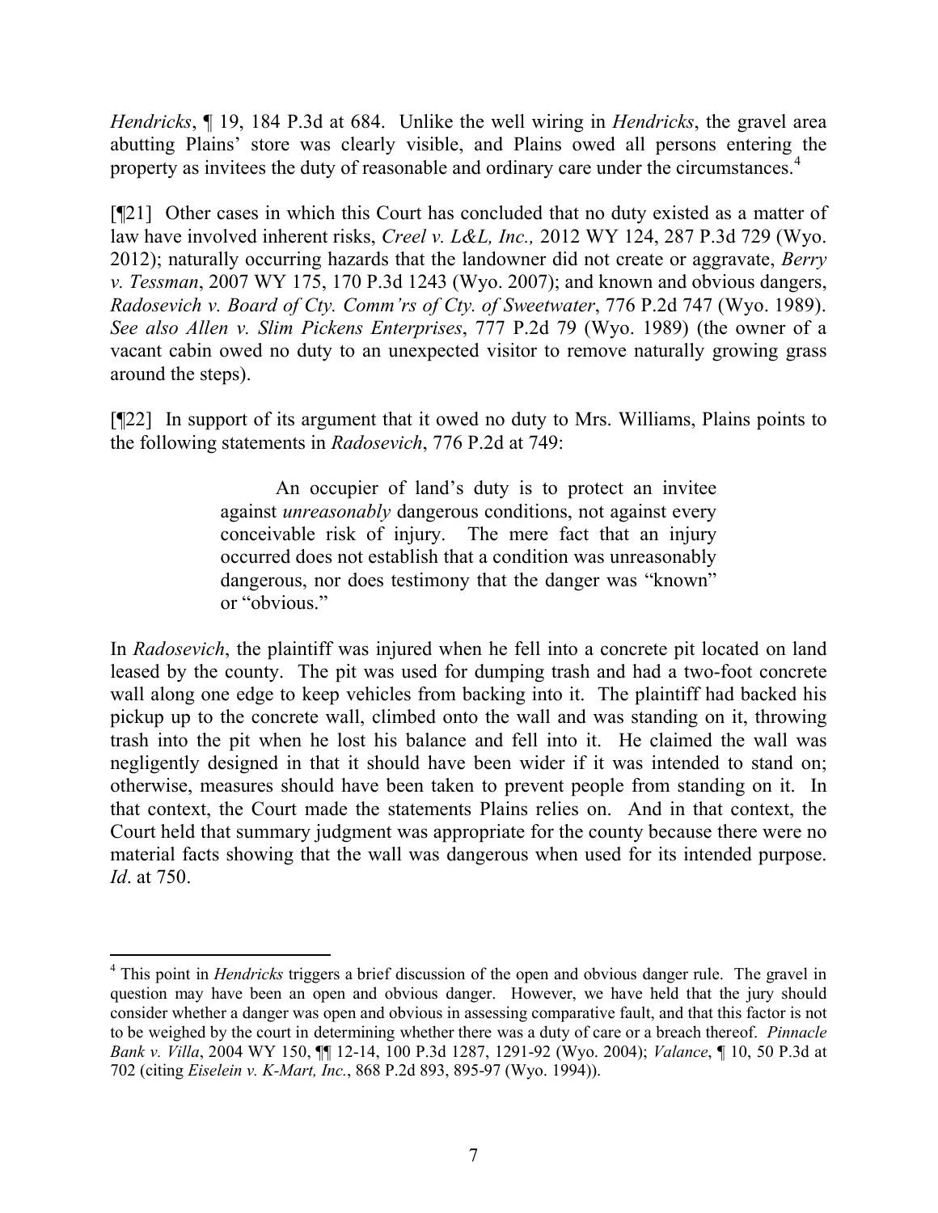*Hendricks*, ¶ 19, 184 P.3d at 684. Unlike the well wiring in *Hendricks*, the gravel area abutting Plains' store was clearly visible, and Plains owed all persons entering the property as invitees the duty of reasonable and ordinary care under the circumstances.[4]

[¶21] Other cases in which this Court has concluded that no duty existed as a matter of law have involved inherent risks, *Creel v. L&L, Inc.,* 2012 WY 124, 287 P.3d 729 (Wyo. 2012); naturally occurring hazards that the landowner did not create or aggravate, *Berry v. Tessman*, 2007 WY 175, 170 P.3d 1243 (Wyo. 2007); and known and obvious dangers, *Radosevich v. Board of Cty. Comm'rs of Cty. of Sweetwater*, 776 P.2d 747 (Wyo. 1989). *See also Allen v. Slim Pickens Enterprises*, 777 P.2d 79 (Wyo. 1989) (the owner of a vacant cabin owed no duty to an unexpected visitor to remove naturally growing grass around the steps).

[¶22] In support of its argument that it owed no duty to Mrs. Williams, Plains points to the following statements in *Radosevich*, 776 P.2d at 749:

> An occupier of land's duty is to protect an invitee against *unreasonably* dangerous conditions, not against every conceivable risk of injury. The mere fact that an injury occurred does not establish that a condition was unreasonably dangerous, nor does testimony that the danger was "known" or "obvious."

In *Radosevich*, the plaintiff was injured when he fell into a concrete pit located on land leased by the county. The pit was used for dumping trash and had a two-foot concrete wall along one edge to keep vehicles from backing into it. The plaintiff had backed his pickup up to the concrete wall, climbed onto the wall and was standing on it, throwing trash into the pit when he lost his balance and fell into it. He claimed the wall was negligently designed in that it should have been wider if it was intended to stand on; otherwise, measures should have been taken to prevent people from standing on it. In that context, the Court made the statements Plains relies on. And in that context, the Court held that summary judgment was appropriate for the county because there were no material facts showing that the wall was dangerous when used for its intended purpose. *Id*. at 750.

---

[4] This point in *Hendricks* triggers a brief discussion of the open and obvious danger rule. The gravel in question may have been an open and obvious danger. However, we have held that the jury should consider whether a danger was open and obvious in assessing comparative fault, and that this factor is not to be weighed by the court in determining whether there was a duty of care or a breach thereof. *Pinnacle Bank v. Villa*, 2004 WY 150, ¶¶ 12-14, 100 P.3d 1287, 1291-92 (Wyo. 2004); *Valance*, ¶ 10, 50 P.3d at 702 (citing *Eiselein v. K-Mart, Inc.*, 868 P.2d 893, 895-97 (Wyo. 1994)).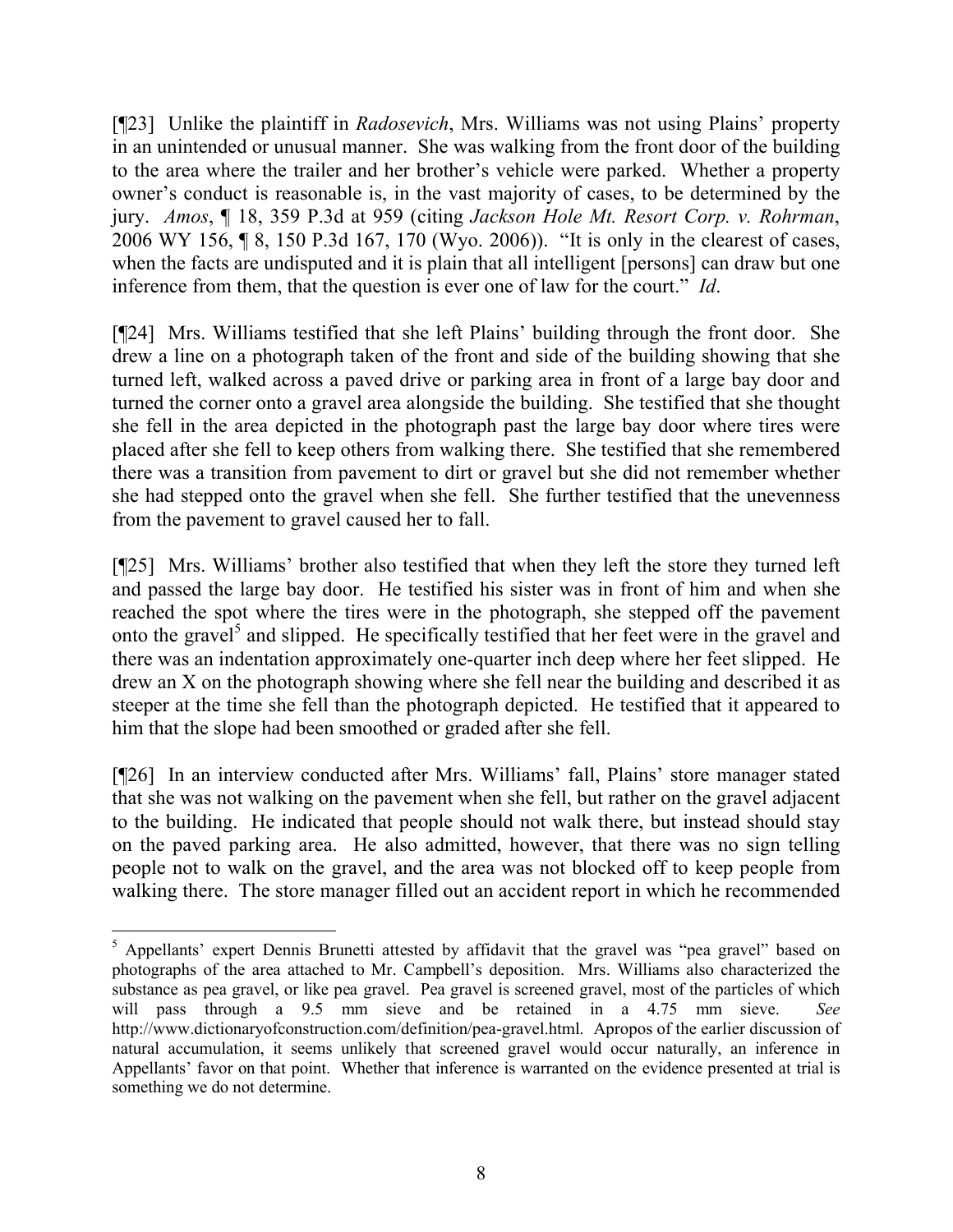[¶23] Unlike the plaintiff in *Radosevich*, Mrs. Williams was not using Plains' property in an unintended or unusual manner. She was walking from the front door of the building to the area where the trailer and her brother's vehicle were parked. Whether a property owner's conduct is reasonable is, in the vast majority of cases, to be determined by the jury. *Amos*, ¶ 18, 359 P.3d at 959 (citing *Jackson Hole Mt. Resort Corp. v. Rohrman*, 2006 WY 156, ¶ 8, 150 P.3d 167, 170 (Wyo. 2006)). "It is only in the clearest of cases, when the facts are undisputed and it is plain that all intelligent [persons] can draw but one inference from them, that the question is ever one of law for the court." *Id*.

[¶24] Mrs. Williams testified that she left Plains' building through the front door. She drew a line on a photograph taken of the front and side of the building showing that she turned left, walked across a paved drive or parking area in front of a large bay door and turned the corner onto a gravel area alongside the building. She testified that she thought she fell in the area depicted in the photograph past the large bay door where tires were placed after she fell to keep others from walking there. She testified that she remembered there was a transition from pavement to dirt or gravel but she did not remember whether she had stepped onto the gravel when she fell. She further testified that the unevenness from the pavement to gravel caused her to fall.

[¶25] Mrs. Williams' brother also testified that when they left the store they turned left and passed the large bay door. He testified his sister was in front of him and when she reached the spot where the tires were in the photograph, she stepped off the pavement onto the gravel[5] and slipped. He specifically testified that her feet were in the gravel and there was an indentation approximately one-quarter inch deep where her feet slipped. He drew an X on the photograph showing where she fell near the building and described it as steeper at the time she fell than the photograph depicted. He testified that it appeared to him that the slope had been smoothed or graded after she fell.

[¶26] In an interview conducted after Mrs. Williams' fall, Plains' store manager stated that she was not walking on the pavement when she fell, but rather on the gravel adjacent to the building. He indicated that people should not walk there, but instead should stay on the paved parking area. He also admitted, however, that there was no sign telling people not to walk on the gravel, and the area was not blocked off to keep people from walking there. The store manager filled out an accident report in which he recommended

---

[5] Appellants' expert Dennis Brunetti attested by affidavit that the gravel was "pea gravel" based on photographs of the area attached to Mr. Campbell's deposition. Mrs. Williams also characterized the substance as pea gravel, or like pea gravel. Pea gravel is screened gravel, most of the particles of which will pass through a 9.5 mm sieve and be retained in a 4.75 mm sieve. *See* http://www.dictionaryofconstruction.com/definition/pea-gravel.html. Apropos of the earlier discussion of natural accumulation, it seems unlikely that screened gravel would occur naturally, an inference in Appellants' favor on that point. Whether that inference is warranted on the evidence presented at trial is something we do not determine.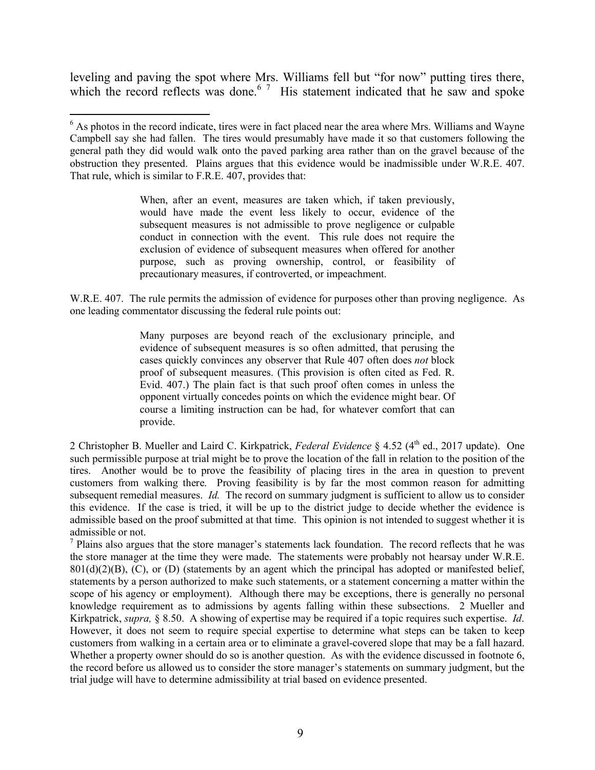leveling and paving the spot where Mrs. Williams fell but "for now" putting tires there, which the record reflects was done.[6] [7] His statement indicated that he saw and spoke

---

[6] As photos in the record indicate, tires were in fact placed near the area where Mrs. Williams and Wayne Campbell say she had fallen. The tires would presumably have made it so that customers following the general path they did would walk onto the paved parking area rather than on the gravel because of the obstruction they presented. Plains argues that this evidence would be inadmissible under W.R.E. 407. That rule, which is similar to F.R.E. 407, provides that:

> When, after an event, measures are taken which, if taken previously, would have made the event less likely to occur, evidence of the subsequent measures is not admissible to prove negligence or culpable conduct in connection with the event. This rule does not require the exclusion of evidence of subsequent measures when offered for another purpose, such as proving ownership, control, or feasibility of precautionary measures, if controverted, or impeachment.

W.R.E. 407. The rule permits the admission of evidence for purposes other than proving negligence. As one leading commentator discussing the federal rule points out:

> Many purposes are beyond reach of the exclusionary principle, and evidence of subsequent measures is so often admitted, that perusing the cases quickly convinces any observer that Rule 407 often does *not* block proof of subsequent measures. (This provision is often cited as Fed. R. Evid. 407.) The plain fact is that such proof often comes in unless the opponent virtually concedes points on which the evidence might bear. Of course a limiting instruction can be had, for whatever comfort that can provide.

2 Christopher B. Mueller and Laird C. Kirkpatrick, *Federal Evidence* § 4.52 (4th ed., 2017 update). One such permissible purpose at trial might be to prove the location of the fall in relation to the position of the tires. Another would be to prove the feasibility of placing tires in the area in question to prevent customers from walking there. Proving feasibility is by far the most common reason for admitting subsequent remedial measures. *Id.* The record on summary judgment is sufficient to allow us to consider this evidence. If the case is tried, it will be up to the district judge to decide whether the evidence is admissible based on the proof submitted at that time. This opinion is not intended to suggest whether it is admissible or not.

[7] Plains also argues that the store manager's statements lack foundation. The record reflects that he was the store manager at the time they were made. The statements were probably not hearsay under W.R.E. 801(d)(2)(B), (C), or (D) (statements by an agent which the principal has adopted or manifested belief, statements by a person authorized to make such statements, or a statement concerning a matter within the scope of his agency or employment). Although there may be exceptions, there is generally no personal knowledge requirement as to admissions by agents falling within these subsections. 2 Mueller and Kirkpatrick, *supra,* § 8.50. A showing of expertise may be required if a topic requires such expertise. *Id*. However, it does not seem to require special expertise to determine what steps can be taken to keep customers from walking in a certain area or to eliminate a gravel-covered slope that may be a fall hazard. Whether a property owner should do so is another question. As with the evidence discussed in footnote 6, the record before us allowed us to consider the store manager's statements on summary judgment, but the trial judge will have to determine admissibility at trial based on evidence presented.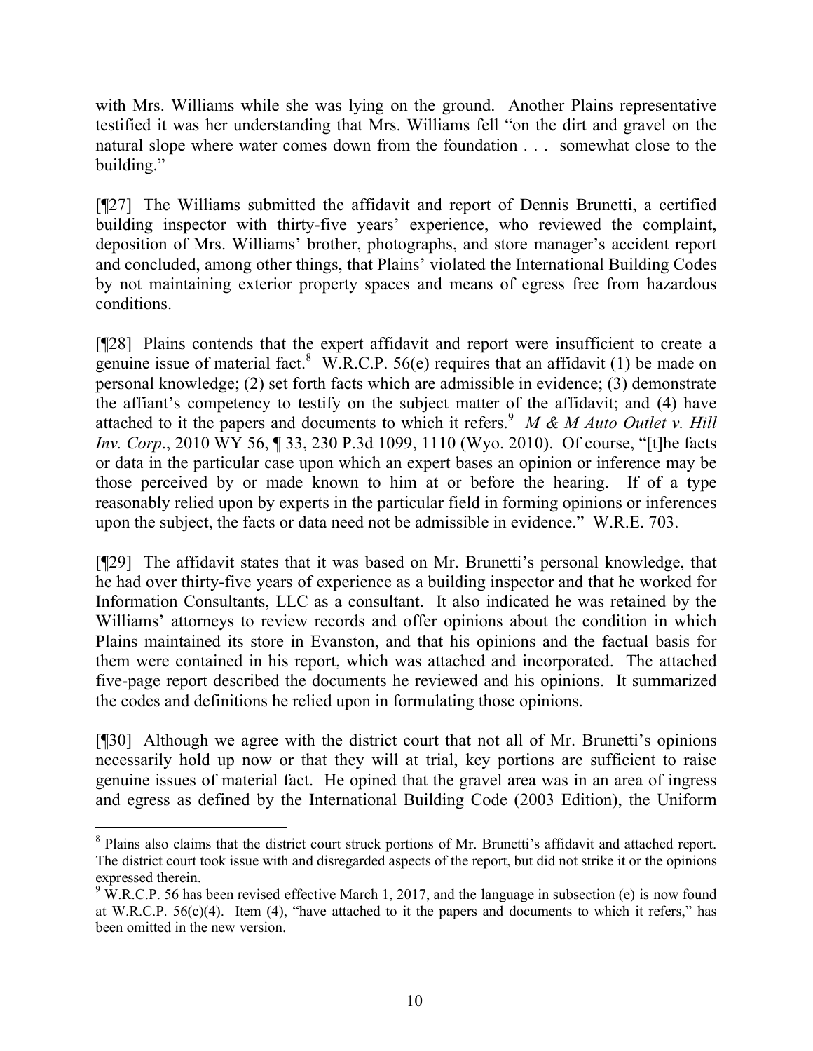with Mrs. Williams while she was lying on the ground. Another Plains representative testified it was her understanding that Mrs. Williams fell "on the dirt and gravel on the natural slope where water comes down from the foundation . . . somewhat close to the building."

[¶27] The Williams submitted the affidavit and report of Dennis Brunetti, a certified building inspector with thirty-five years' experience, who reviewed the complaint, deposition of Mrs. Williams' brother, photographs, and store manager's accident report and concluded, among other things, that Plains' violated the International Building Codes by not maintaining exterior property spaces and means of egress free from hazardous conditions.

[¶28] Plains contends that the expert affidavit and report were insufficient to create a genuine issue of material fact.[8] W.R.C.P. 56(e) requires that an affidavit (1) be made on personal knowledge; (2) set forth facts which are admissible in evidence; (3) demonstrate the affiant's competency to testify on the subject matter of the affidavit; and (4) have attached to it the papers and documents to which it refers.[9] *M & M Auto Outlet v. Hill Inv. Corp*., 2010 WY 56, ¶ 33, 230 P.3d 1099, 1110 (Wyo. 2010). Of course, "[t]he facts or data in the particular case upon which an expert bases an opinion or inference may be those perceived by or made known to him at or before the hearing. If of a type reasonably relied upon by experts in the particular field in forming opinions or inferences upon the subject, the facts or data need not be admissible in evidence." W.R.E. 703.

[¶29] The affidavit states that it was based on Mr. Brunetti's personal knowledge, that he had over thirty-five years of experience as a building inspector and that he worked for Information Consultants, LLC as a consultant. It also indicated he was retained by the Williams' attorneys to review records and offer opinions about the condition in which Plains maintained its store in Evanston, and that his opinions and the factual basis for them were contained in his report, which was attached and incorporated. The attached five-page report described the documents he reviewed and his opinions. It summarized the codes and definitions he relied upon in formulating those opinions.

[¶30] Although we agree with the district court that not all of Mr. Brunetti's opinions necessarily hold up now or that they will at trial, key portions are sufficient to raise genuine issues of material fact. He opined that the gravel area was in an area of ingress and egress as defined by the International Building Code (2003 Edition), the Uniform

---

[8] Plains also claims that the district court struck portions of Mr. Brunetti's affidavit and attached report. The district court took issue with and disregarded aspects of the report, but did not strike it or the opinions expressed therein.

[9] W.R.C.P. 56 has been revised effective March 1, 2017, and the language in subsection (e) is now found at W.R.C.P. 56(c)(4). Item (4), "have attached to it the papers and documents to which it refers," has been omitted in the new version.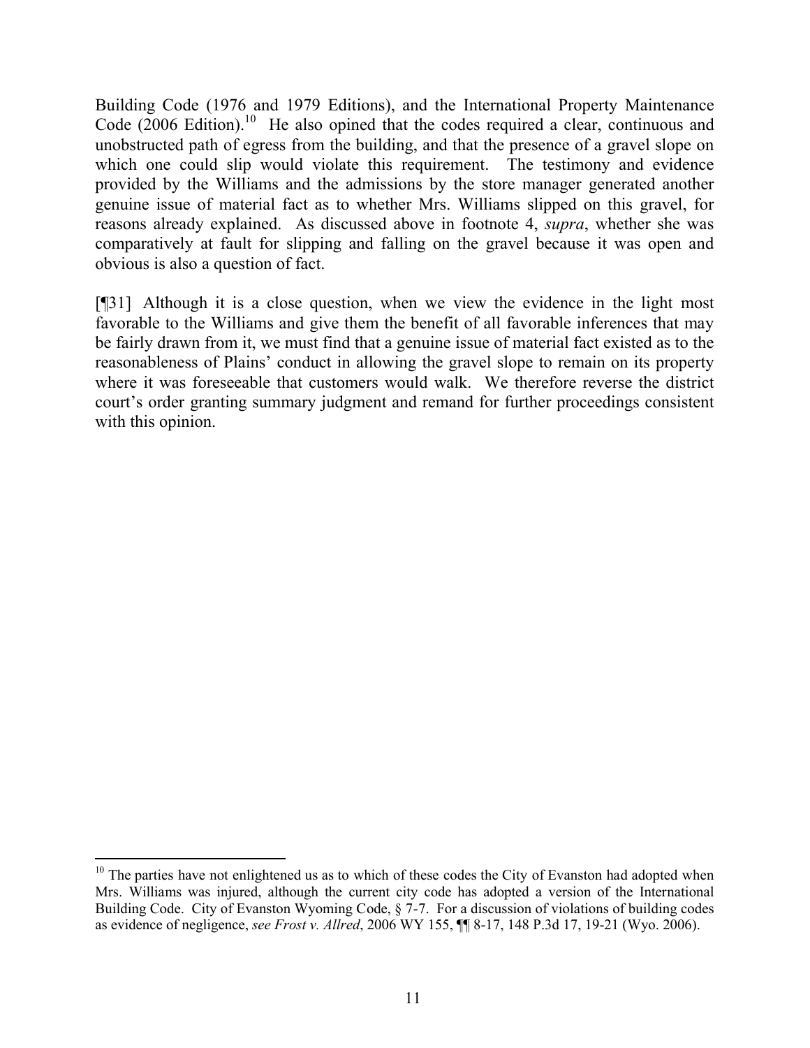Building Code (1976 and 1979 Editions), and the International Property Maintenance Code (2006 Edition).[10] He also opined that the codes required a clear, continuous and unobstructed path of egress from the building, and that the presence of a gravel slope on which one could slip would violate this requirement. The testimony and evidence provided by the Williams and the admissions by the store manager generated another genuine issue of material fact as to whether Mrs. Williams slipped on this gravel, for reasons already explained. As discussed above in footnote 4, *supra*, whether she was comparatively at fault for slipping and falling on the gravel because it was open and obvious is also a question of fact.

[¶31] Although it is a close question, when we view the evidence in the light most favorable to the Williams and give them the benefit of all favorable inferences that may be fairly drawn from it, we must find that a genuine issue of material fact existed as to the reasonableness of Plains' conduct in allowing the gravel slope to remain on its property where it was foreseeable that customers would walk. We therefore reverse the district court's order granting summary judgment and remand for further proceedings consistent with this opinion.

---

[10] The parties have not enlightened us as to which of these codes the City of Evanston had adopted when Mrs. Williams was injured, although the current city code has adopted a version of the International Building Code. City of Evanston Wyoming Code, § 7-7. For a discussion of violations of building codes as evidence of negligence, *see Frost v. Allred*, 2006 WY 155, ¶¶ 8-17, 148 P.3d 17, 19-21 (Wyo. 2006).